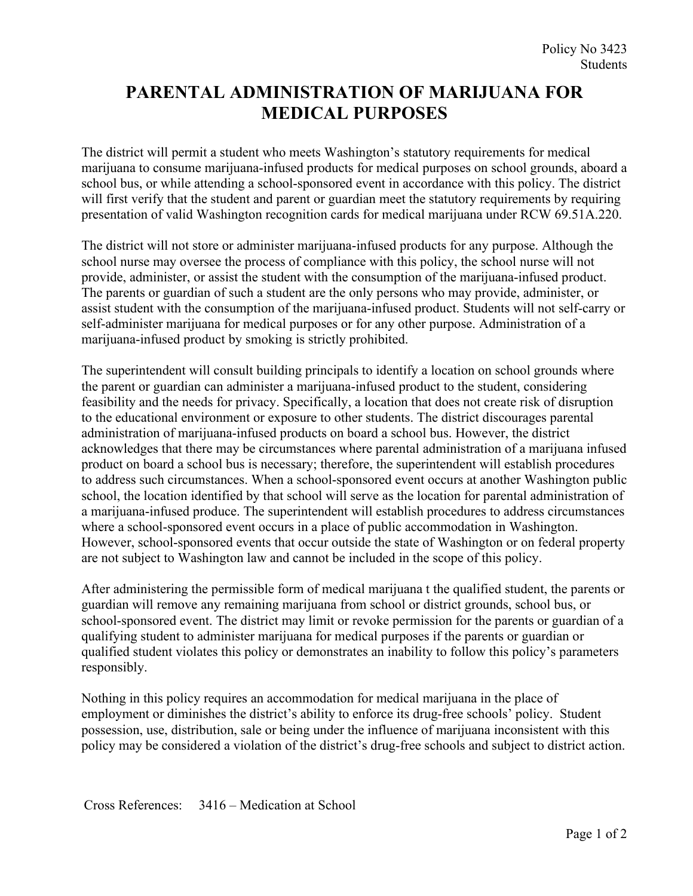Policy No 3423
Students

# PARENTAL ADMINISTRATION OF MARIJUANA FOR MEDICAL PURPOSES

The district will permit a student who meets Washington's statutory requirements for medical marijuana to consume marijuana-infused products for medical purposes on school grounds, aboard a school bus, or while attending a school-sponsored event in accordance with this policy. The district will first verify that the student and parent or guardian meet the statutory requirements by requiring presentation of valid Washington recognition cards for medical marijuana under RCW 69.51A.220.

The district will not store or administer marijuana-infused products for any purpose. Although the school nurse may oversee the process of compliance with this policy, the school nurse will not provide, administer, or assist the student with the consumption of the marijuana-infused product. The parents or guardian of such a student are the only persons who may provide, administer, or assist student with the consumption of the marijuana-infused product. Students will not self-carry or self-administer marijuana for medical purposes or for any other purpose. Administration of a marijuana-infused product by smoking is strictly prohibited.

The superintendent will consult building principals to identify a location on school grounds where the parent or guardian can administer a marijuana-infused product to the student, considering feasibility and the needs for privacy. Specifically, a location that does not create risk of disruption to the educational environment or exposure to other students. The district discourages parental administration of marijuana-infused products on board a school bus. However, the district acknowledges that there may be circumstances where parental administration of a marijuana infused product on board a school bus is necessary; therefore, the superintendent will establish procedures to address such circumstances. When a school-sponsored event occurs at another Washington public school, the location identified by that school will serve as the location for parental administration of a marijuana-infused produce. The superintendent will establish procedures to address circumstances where a school-sponsored event occurs in a place of public accommodation in Washington. However, school-sponsored events that occur outside the state of Washington or on federal property are not subject to Washington law and cannot be included in the scope of this policy.

After administering the permissible form of medical marijuana t the qualified student, the parents or guardian will remove any remaining marijuana from school or district grounds, school bus, or school-sponsored event. The district may limit or revoke permission for the parents or guardian of a qualifying student to administer marijuana for medical purposes if the parents or guardian or qualified student violates this policy or demonstrates an inability to follow this policy's parameters responsibly.

Nothing in this policy requires an accommodation for medical marijuana in the place of employment or diminishes the district's ability to enforce its drug-free schools' policy. Student possession, use, distribution, sale or being under the influence of marijuana inconsistent with this policy may be considered a violation of the district's drug-free schools and subject to district action.

Cross References: 3416 – Medication at School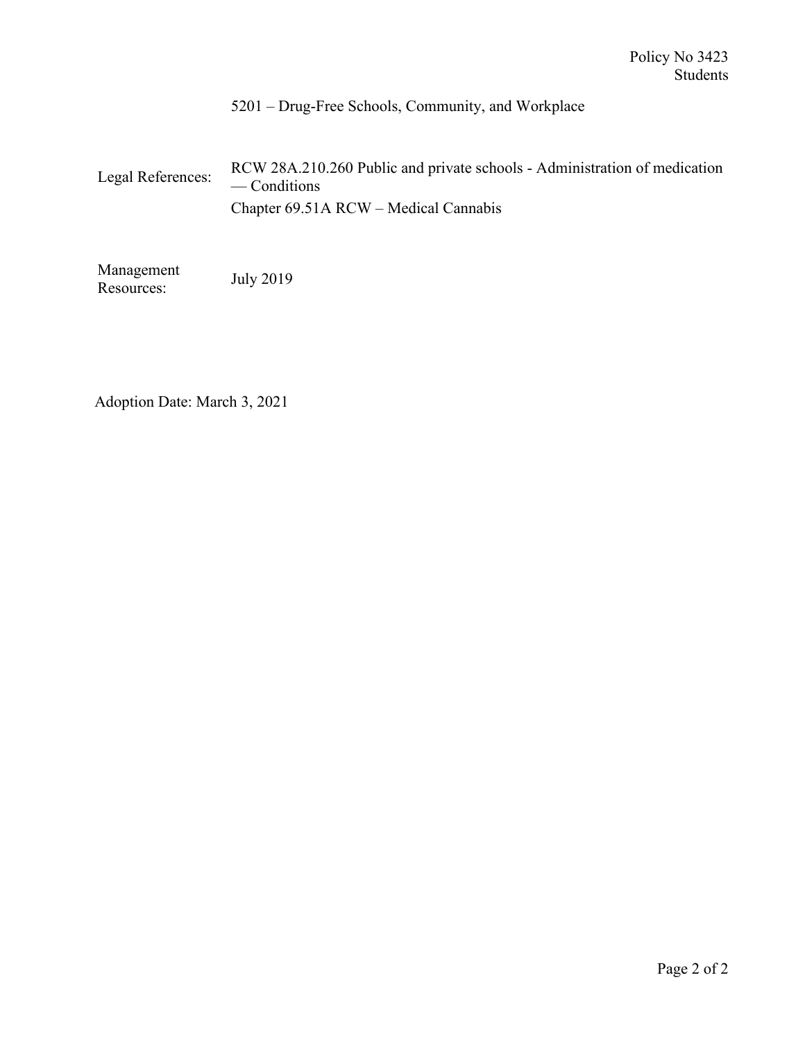5201 – Drug-Free Schools, Community, and Workplace

| | |
|---|---|
| Legal References: | RCW 28A.210.260 Public and private schools - Administration of medication — Conditions |
| | Chapter 69.51A RCW – Medical Cannabis |
| Management Resources: | July 2019 |

Adoption Date: March 3, 2021